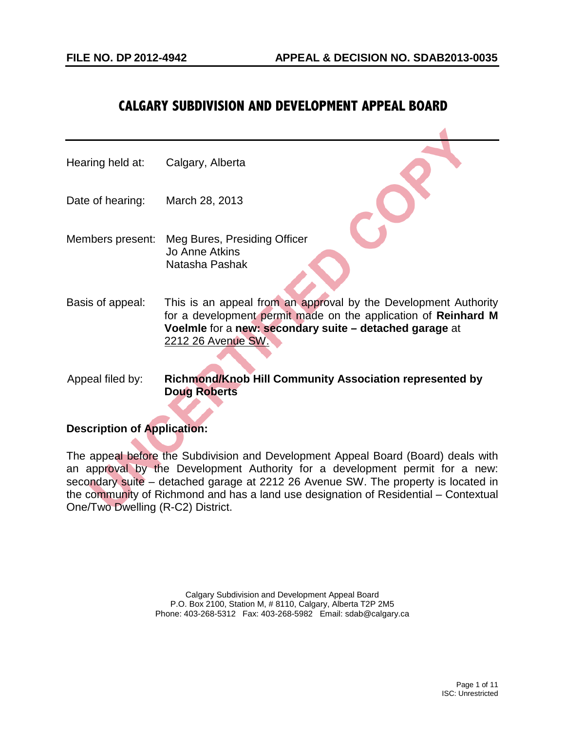**FILE NO. DP 2012-4942** **APPEAL & DECISION NO. SDAB2013-0035**

# CALGARY SUBDIVISION AND DEVELOPMENT APPEAL BOARD

---

Hearing held at: Calgary, Alberta

Date of hearing: March 28, 2013

Members present: Meg Bures, Presiding Officer
Jo Anne Atkins
Natasha Pashak

Basis of appeal: This is an appeal from an approval by the Development Authority for a development permit made on the application of **Reinhard M Voelmle** for a **new: secondary suite – detached garage** at 2212 26 Avenue SW.

Appeal filed by: **Richmond/Knob Hill Community Association represented by Doug Roberts**

## Description of Application:

The appeal before the Subdivision and Development Appeal Board (Board) deals with an approval by the Development Authority for a development permit for a new: secondary suite – detached garage at 2212 26 Avenue SW. The property is located in the community of Richmond and has a land use designation of Residential – Contextual One/Two Dwelling (R-C2) District.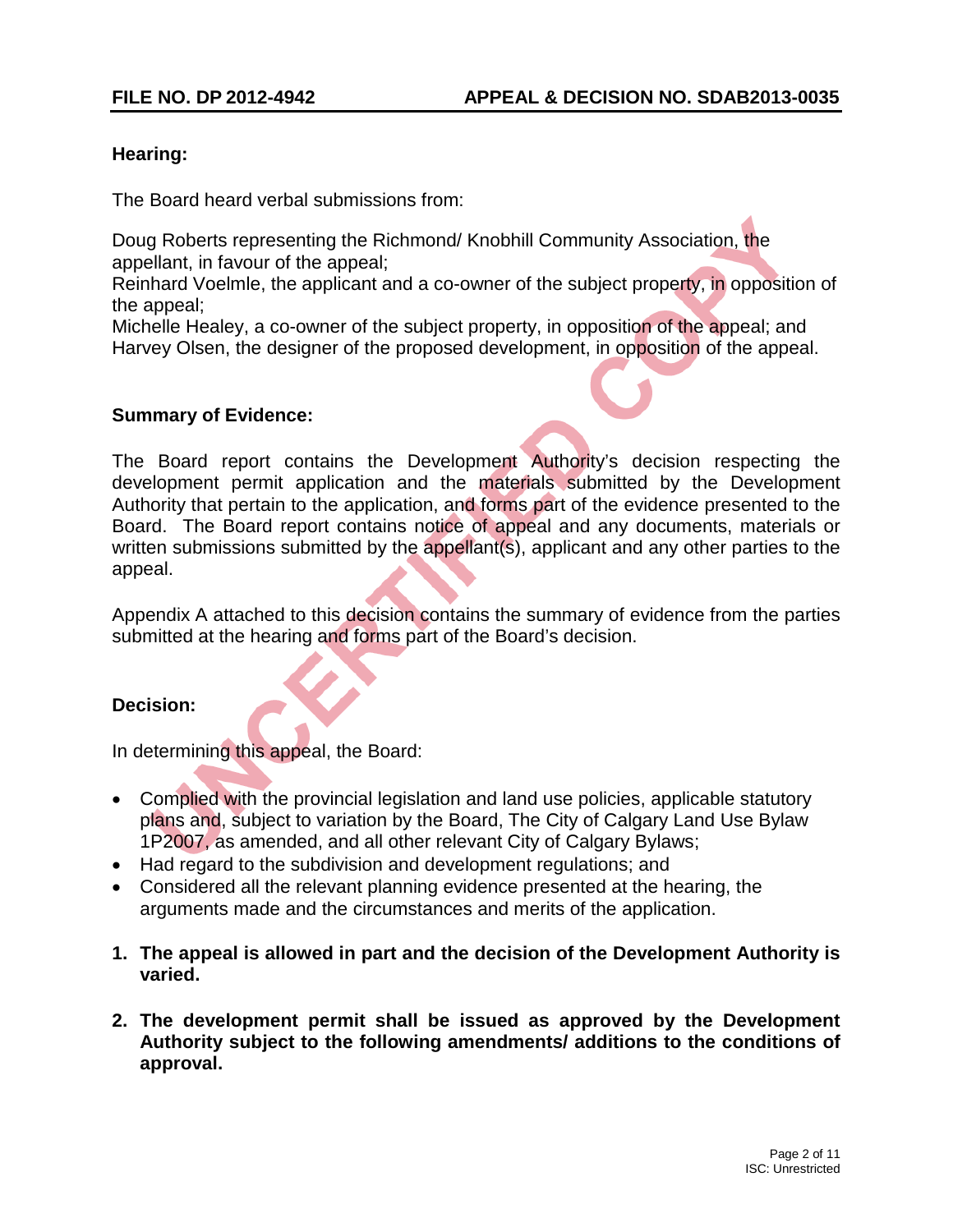**Hearing:**

The Board heard verbal submissions from:

Doug Roberts representing the Richmond/ Knobhill Community Association, the appellant, in favour of the appeal;
Reinhard Voelmle, the applicant and a co-owner of the subject property, in opposition of the appeal;
Michelle Healey, a co-owner of the subject property, in opposition of the appeal; and
Harvey Olsen, the designer of the proposed development, in opposition of the appeal.

**Summary of Evidence:**

The Board report contains the Development Authority's decision respecting the development permit application and the materials submitted by the Development Authority that pertain to the application, and forms part of the evidence presented to the Board. The Board report contains notice of appeal and any documents, materials or written submissions submitted by the appellant(s), applicant and any other parties to the appeal.

Appendix A attached to this decision contains the summary of evidence from the parties submitted at the hearing and forms part of the Board's decision.

**Decision:**

In determining this appeal, the Board:

- Complied with the provincial legislation and land use policies, applicable statutory plans and, subject to variation by the Board, The City of Calgary Land Use Bylaw 1P2007, as amended, and all other relevant City of Calgary Bylaws;
- Had regard to the subdivision and development regulations; and
- Considered all the relevant planning evidence presented at the hearing, the arguments made and the circumstances and merits of the application.

1. **The appeal is allowed in part and the decision of the Development Authority is varied.**

2. **The development permit shall be issued as approved by the Development Authority subject to the following amendments/ additions to the conditions of approval.**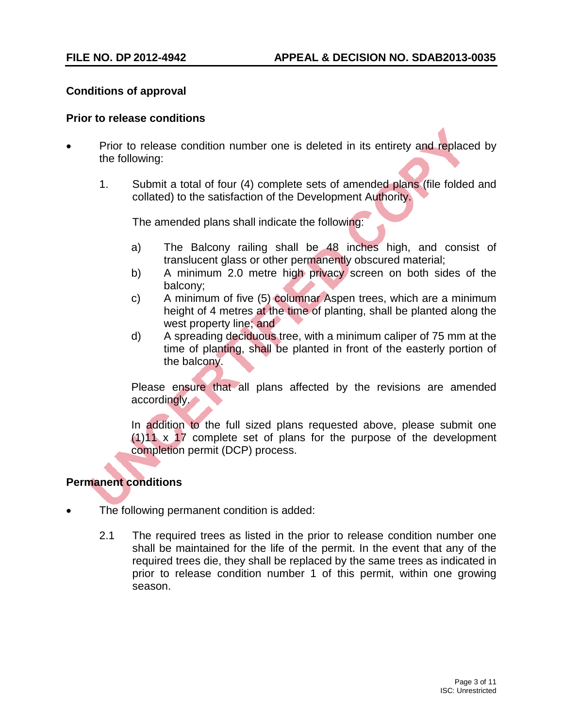## Conditions of approval

### Prior to release conditions

- Prior to release condition number one is deleted in its entirety and replaced by the following:

  1. Submit a total of four (4) complete sets of amended plans (file folded and collated) to the satisfaction of the Development Authority.

     The amended plans shall indicate the following:

     a) The Balcony railing shall be 48 inches high, and consist of translucent glass or other permanently obscured material;

     b) A minimum 2.0 metre high privacy screen on both sides of the balcony;

     c) A minimum of five (5) columnar Aspen trees, which are a minimum height of 4 metres at the time of planting, shall be planted along the west property line; and

     d) A spreading deciduous tree, with a minimum caliper of 75 mm at the time of planting, shall be planted in front of the easterly portion of the balcony.

     Please ensure that all plans affected by the revisions are amended accordingly.

     In addition to the full sized plans requested above, please submit one (1)11 x 17 complete set of plans for the purpose of the development completion permit (DCP) process.

### Permanent conditions

- The following permanent condition is added:

  2.1 The required trees as listed in the prior to release condition number one shall be maintained for the life of the permit. In the event that any of the required trees die, they shall be replaced by the same trees as indicated in prior to release condition number 1 of this permit, within one growing season.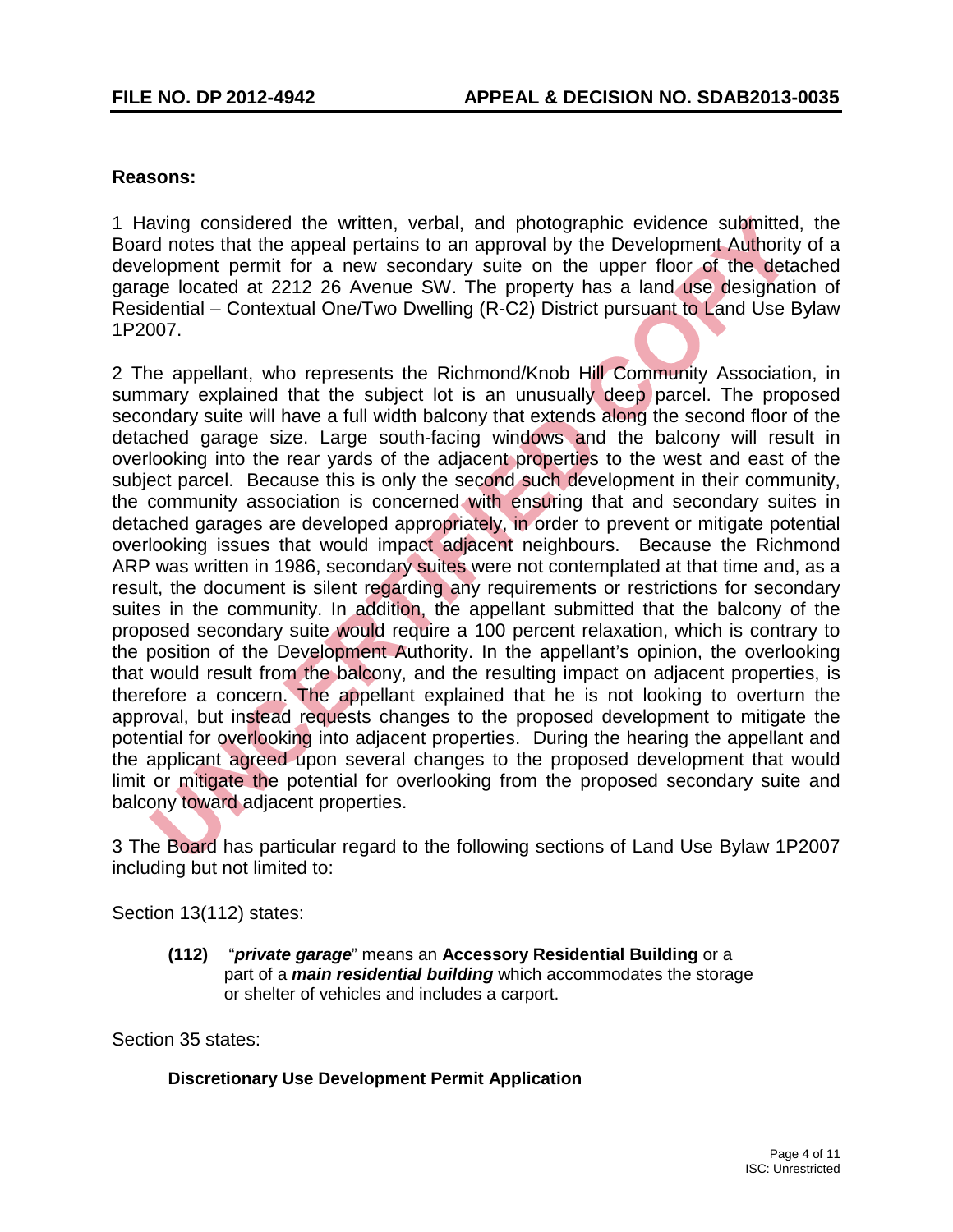**Reasons:**

1 Having considered the written, verbal, and photographic evidence submitted, the Board notes that the appeal pertains to an approval by the Development Authority of a development permit for a new secondary suite on the upper floor of the detached garage located at 2212 26 Avenue SW. The property has a land use designation of Residential – Contextual One/Two Dwelling (R-C2) District pursuant to Land Use Bylaw 1P2007.

2 The appellant, who represents the Richmond/Knob Hill Community Association, in summary explained that the subject lot is an unusually deep parcel. The proposed secondary suite will have a full width balcony that extends along the second floor of the detached garage size. Large south-facing windows and the balcony will result in overlooking into the rear yards of the adjacent properties to the west and east of the subject parcel. Because this is only the second such development in their community, the community association is concerned with ensuring that and secondary suites in detached garages are developed appropriately, in order to prevent or mitigate potential overlooking issues that would impact adjacent neighbours. Because the Richmond ARP was written in 1986, secondary suites were not contemplated at that time and, as a result, the document is silent regarding any requirements or restrictions for secondary suites in the community. In addition, the appellant submitted that the balcony of the proposed secondary suite would require a 100 percent relaxation, which is contrary to the position of the Development Authority. In the appellant's opinion, the overlooking that would result from the balcony, and the resulting impact on adjacent properties, is therefore a concern. The appellant explained that he is not looking to overturn the approval, but instead requests changes to the proposed development to mitigate the potential for overlooking into adjacent properties. During the hearing the appellant and the applicant agreed upon several changes to the proposed development that would limit or mitigate the potential for overlooking from the proposed secondary suite and balcony toward adjacent properties.

3 The Board has particular regard to the following sections of Land Use Bylaw 1P2007 including but not limited to:

Section 13(112) states:

> **(112)** "***private garage***" means an **Accessory Residential Building** or a part of a ***main residential building*** which accommodates the storage or shelter of vehicles and includes a carport.

Section 35 states:

> **Discretionary Use Development Permit Application**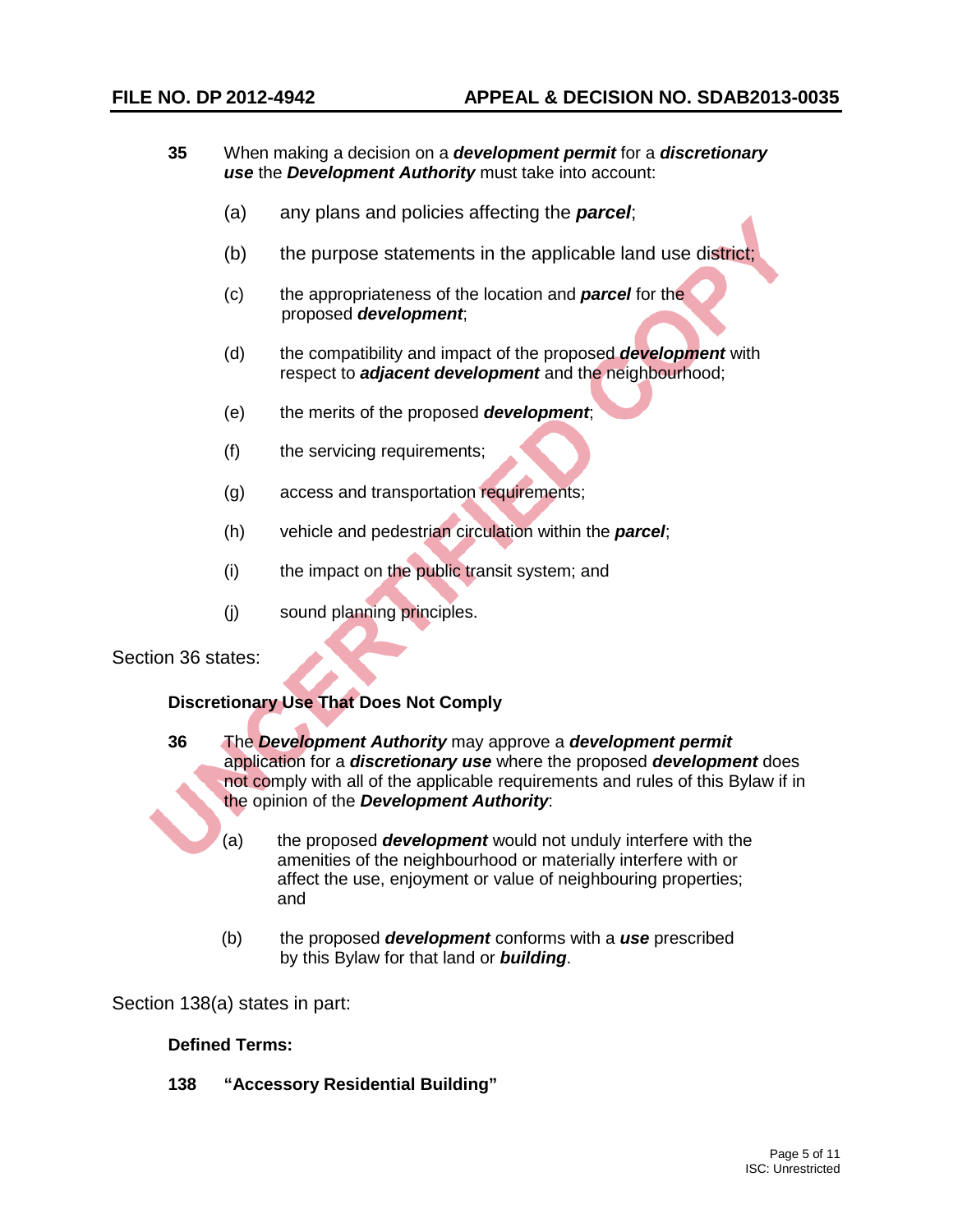**35** When making a decision on a ***development permit*** for a ***discretionary use*** the ***Development Authority*** must take into account:

(a) any plans and policies affecting the ***parcel***;

(b) the purpose statements in the applicable land use district;

(c) the appropriateness of the location and ***parcel*** for the proposed ***development***;

(d) the compatibility and impact of the proposed ***development*** with respect to ***adjacent development*** and the neighbourhood;

(e) the merits of the proposed ***development***;

(f) the servicing requirements;

(g) access and transportation requirements;

(h) vehicle and pedestrian circulation within the ***parcel***;

(i) the impact on the public transit system; and

(j) sound planning principles.

Section 36 states:

**Discretionary Use That Does Not Comply**

**36** The ***Development Authority*** may approve a ***development permit*** application for a ***discretionary use*** where the proposed ***development*** does not comply with all of the applicable requirements and rules of this Bylaw if in the opinion of the ***Development Authority***:

(a) the proposed ***development*** would not unduly interfere with the amenities of the neighbourhood or materially interfere with or affect the use, enjoyment or value of neighbouring properties; and

(b) the proposed ***development*** conforms with a ***use*** prescribed by this Bylaw for that land or ***building***.

Section 138(a) states in part:

**Defined Terms:**

**138 "Accessory Residential Building"**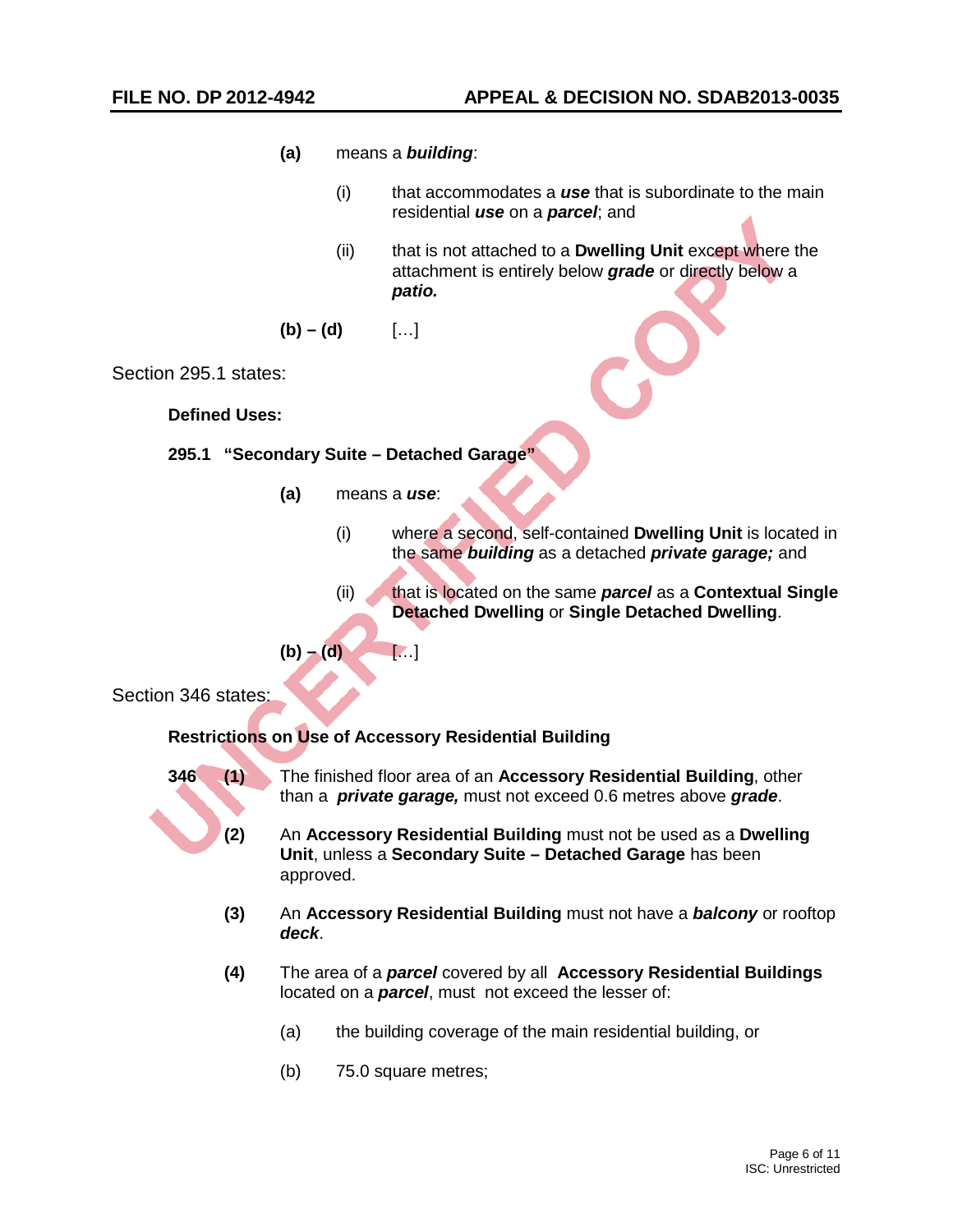**(a)** means a ***building***:

(i) that accommodates a ***use*** that is subordinate to the main residential ***use*** on a ***parcel***; and

(ii) that is not attached to a **Dwelling Unit** except where the attachment is entirely below ***grade*** or directly below a ***patio.***

**(b) – (d)** […]

Section 295.1 states:

**Defined Uses:**

**295.1 "Secondary Suite – Detached Garage"**

**(a)** means a ***use***:

(i) where a second, self-contained **Dwelling Unit** is located in the same ***building*** as a detached ***private garage;*** and

(ii) that is located on the same ***parcel*** as a **Contextual Single Detached Dwelling** or **Single Detached Dwelling**.

**(b) – (d)** […]

Section 346 states:

**Restrictions on Use of Accessory Residential Building**

**346 (1)** The finished floor area of an **Accessory Residential Building**, other than a ***private garage,*** must not exceed 0.6 metres above ***grade***.

**(2)** An **Accessory Residential Building** must not be used as a **Dwelling Unit**, unless a **Secondary Suite – Detached Garage** has been approved.

**(3)** An **Accessory Residential Building** must not have a ***balcony*** or rooftop ***deck***.

**(4)** The area of a ***parcel*** covered by all **Accessory Residential Buildings** located on a ***parcel***, must not exceed the lesser of:

(a) the building coverage of the main residential building, or

(b) 75.0 square metres;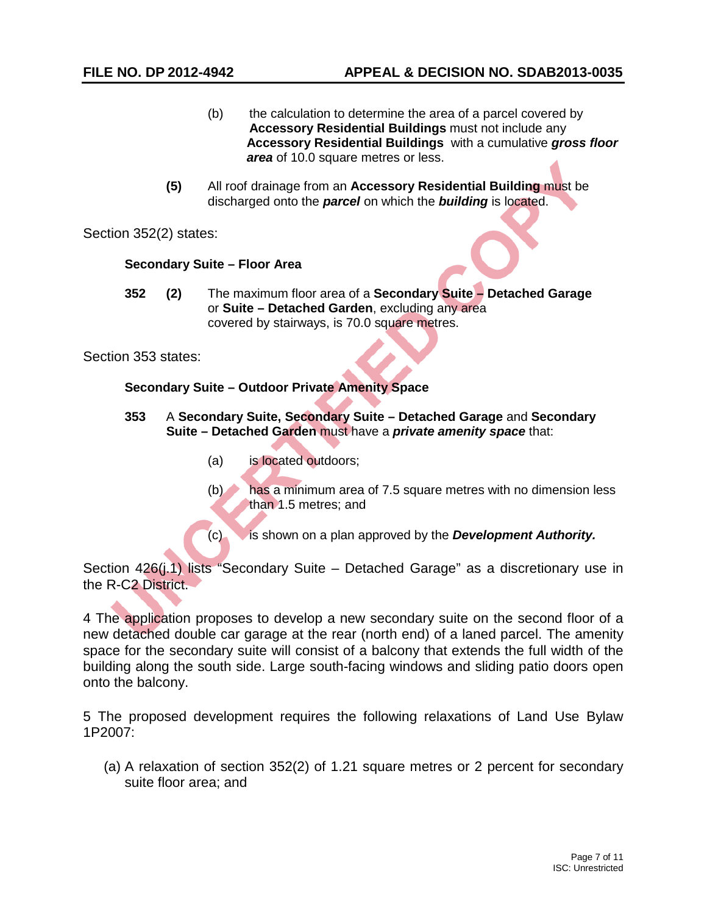(b) the calculation to determine the area of a parcel covered by **Accessory Residential Buildings** must not include any **Accessory Residential Buildings** with a cumulative ***gross floor area*** of 10.0 square metres or less.

**(5)** All roof drainage from an **Accessory Residential Building** must be discharged onto the ***parcel*** on which the ***building*** is located.

Section 352(2) states:

**Secondary Suite – Floor Area**

**352 (2)** The maximum floor area of a **Secondary Suite – Detached Garage** or **Suite – Detached Garden**, excluding any area covered by stairways, is 70.0 square metres.

Section 353 states:

**Secondary Suite – Outdoor Private Amenity Space**

**353** A **Secondary Suite, Secondary Suite – Detached Garage** and **Secondary Suite – Detached Garden** must have a ***private amenity space*** that:

(a) is located outdoors;

(b) has a minimum area of 7.5 square metres with no dimension less than 1.5 metres; and

(c) is shown on a plan approved by the ***Development Authority.***

Section 426(j.1) lists "Secondary Suite – Detached Garage" as a discretionary use in the R-C2 District.

4 The application proposes to develop a new secondary suite on the second floor of a new detached double car garage at the rear (north end) of a laned parcel. The amenity space for the secondary suite will consist of a balcony that extends the full width of the building along the south side. Large south-facing windows and sliding patio doors open onto the balcony.

5 The proposed development requires the following relaxations of Land Use Bylaw 1P2007:

(a) A relaxation of section 352(2) of 1.21 square metres or 2 percent for secondary suite floor area; and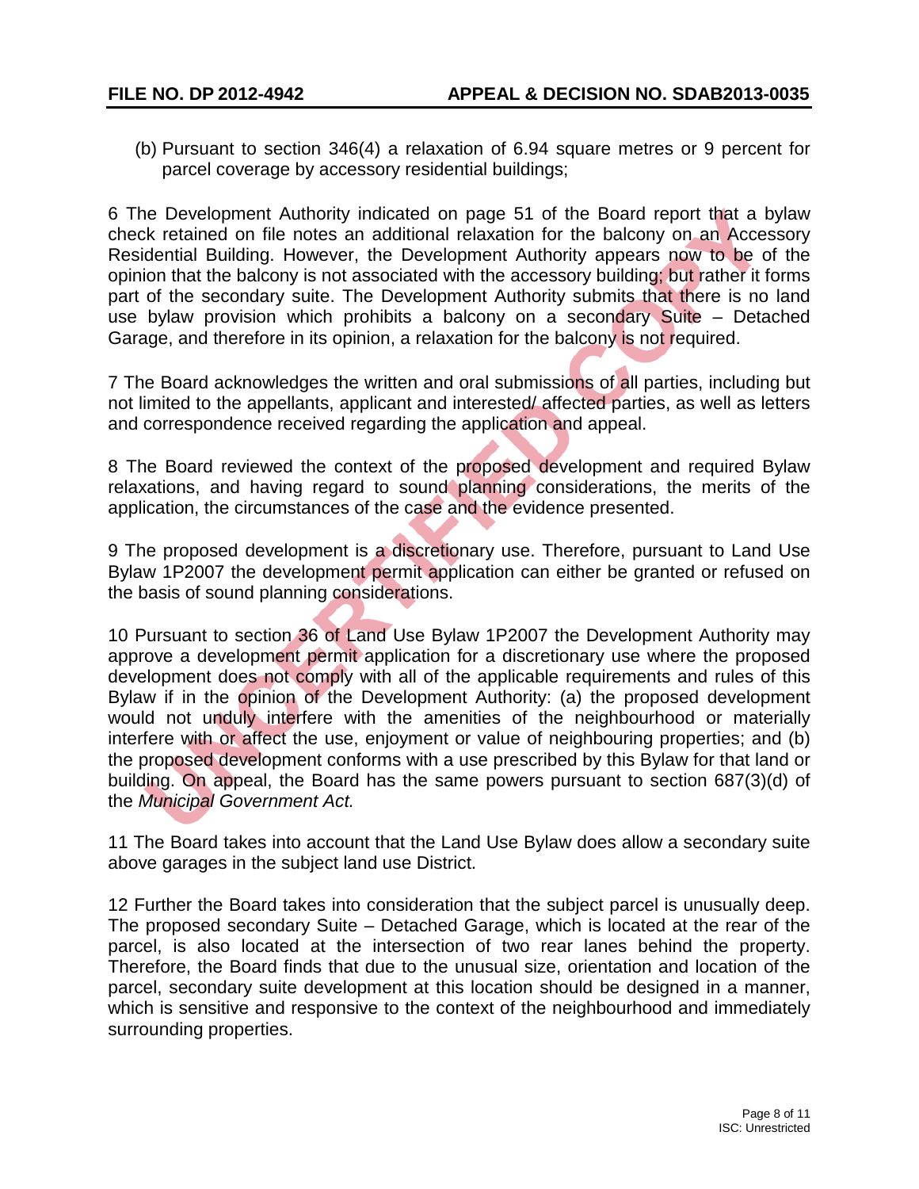(b) Pursuant to section 346(4) a relaxation of 6.94 square metres or 9 percent for parcel coverage by accessory residential buildings;

6 The Development Authority indicated on page 51 of the Board report that a bylaw check retained on file notes an additional relaxation for the balcony on an Accessory Residential Building. However, the Development Authority appears now to be of the opinion that the balcony is not associated with the accessory building; but rather it forms part of the secondary suite. The Development Authority submits that there is no land use bylaw provision which prohibits a balcony on a secondary Suite – Detached Garage, and therefore in its opinion, a relaxation for the balcony is not required.

7 The Board acknowledges the written and oral submissions of all parties, including but not limited to the appellants, applicant and interested/ affected parties, as well as letters and correspondence received regarding the application and appeal.

8 The Board reviewed the context of the proposed development and required Bylaw relaxations, and having regard to sound planning considerations, the merits of the application, the circumstances of the case and the evidence presented.

9 The proposed development is a discretionary use. Therefore, pursuant to Land Use Bylaw 1P2007 the development permit application can either be granted or refused on the basis of sound planning considerations.

10 Pursuant to section 36 of Land Use Bylaw 1P2007 the Development Authority may approve a development permit application for a discretionary use where the proposed development does not comply with all of the applicable requirements and rules of this Bylaw if in the opinion of the Development Authority: (a) the proposed development would not unduly interfere with the amenities of the neighbourhood or materially interfere with or affect the use, enjoyment or value of neighbouring properties; and (b) the proposed development conforms with a use prescribed by this Bylaw for that land or building. On appeal, the Board has the same powers pursuant to section 687(3)(d) of the *Municipal Government Act.*

11 The Board takes into account that the Land Use Bylaw does allow a secondary suite above garages in the subject land use District.

12 Further the Board takes into consideration that the subject parcel is unusually deep. The proposed secondary Suite – Detached Garage, which is located at the rear of the parcel, is also located at the intersection of two rear lanes behind the property. Therefore, the Board finds that due to the unusual size, orientation and location of the parcel, secondary suite development at this location should be designed in a manner, which is sensitive and responsive to the context of the neighbourhood and immediately surrounding properties.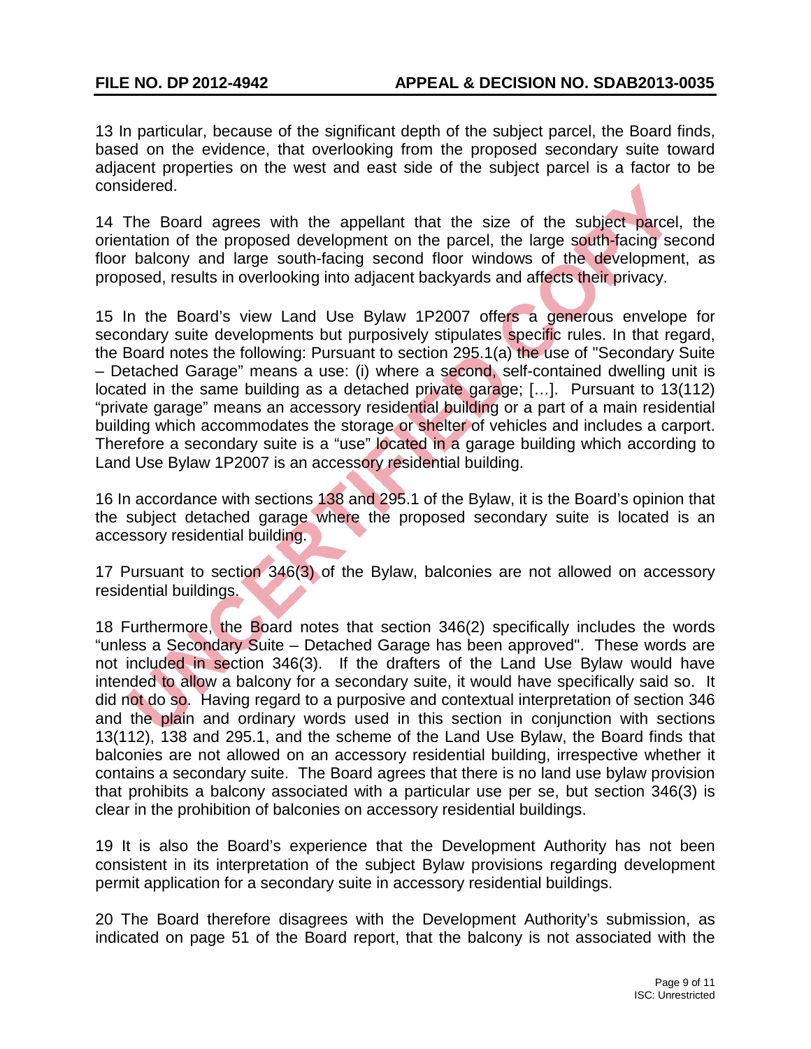13 In particular, because of the significant depth of the subject parcel, the Board finds, based on the evidence, that overlooking from the proposed secondary suite toward adjacent properties on the west and east side of the subject parcel is a factor to be considered.

14 The Board agrees with the appellant that the size of the subject parcel, the orientation of the proposed development on the parcel, the large south-facing second floor balcony and large south-facing second floor windows of the development, as proposed, results in overlooking into adjacent backyards and affects their privacy.

15 In the Board's view Land Use Bylaw 1P2007 offers a generous envelope for secondary suite developments but purposively stipulates specific rules. In that regard, the Board notes the following: Pursuant to section 295.1(a) the use of "Secondary Suite – Detached Garage" means a use: (i) where a second, self-contained dwelling unit is located in the same building as a detached private garage; […]. Pursuant to 13(112) "private garage" means an accessory residential building or a part of a main residential building which accommodates the storage or shelter of vehicles and includes a carport. Therefore a secondary suite is a "use" located in a garage building which according to Land Use Bylaw 1P2007 is an accessory residential building.

16 In accordance with sections 138 and 295.1 of the Bylaw, it is the Board's opinion that the subject detached garage where the proposed secondary suite is located is an accessory residential building.

17 Pursuant to section 346(3) of the Bylaw, balconies are not allowed on accessory residential buildings.

18 Furthermore, the Board notes that section 346(2) specifically includes the words "unless a Secondary Suite – Detached Garage has been approved". These words are not included in section 346(3). If the drafters of the Land Use Bylaw would have intended to allow a balcony for a secondary suite, it would have specifically said so. It did not do so. Having regard to a purposive and contextual interpretation of section 346 and the plain and ordinary words used in this section in conjunction with sections 13(112), 138 and 295.1, and the scheme of the Land Use Bylaw, the Board finds that balconies are not allowed on an accessory residential building, irrespective whether it contains a secondary suite. The Board agrees that there is no land use bylaw provision that prohibits a balcony associated with a particular use per se, but section 346(3) is clear in the prohibition of balconies on accessory residential buildings.

19 It is also the Board's experience that the Development Authority has not been consistent in its interpretation of the subject Bylaw provisions regarding development permit application for a secondary suite in accessory residential buildings.

20 The Board therefore disagrees with the Development Authority's submission, as indicated on page 51 of the Board report, that the balcony is not associated with the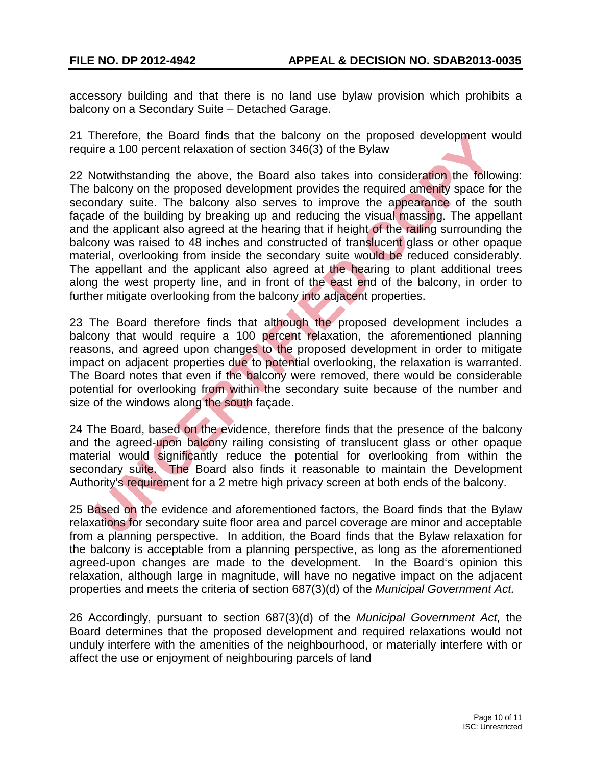accessory building and that there is no land use bylaw provision which prohibits a balcony on a Secondary Suite – Detached Garage.

21 Therefore, the Board finds that the balcony on the proposed development would require a 100 percent relaxation of section 346(3) of the Bylaw

22 Notwithstanding the above, the Board also takes into consideration the following: The balcony on the proposed development provides the required amenity space for the secondary suite. The balcony also serves to improve the appearance of the south façade of the building by breaking up and reducing the visual massing. The appellant and the applicant also agreed at the hearing that if height of the railing surrounding the balcony was raised to 48 inches and constructed of translucent glass or other opaque material, overlooking from inside the secondary suite would be reduced considerably. The appellant and the applicant also agreed at the hearing to plant additional trees along the west property line, and in front of the east end of the balcony, in order to further mitigate overlooking from the balcony into adjacent properties.

23 The Board therefore finds that although the proposed development includes a balcony that would require a 100 percent relaxation, the aforementioned planning reasons, and agreed upon changes to the proposed development in order to mitigate impact on adjacent properties due to potential overlooking, the relaxation is warranted. The Board notes that even if the balcony were removed, there would be considerable potential for overlooking from within the secondary suite because of the number and size of the windows along the south façade.

24 The Board, based on the evidence, therefore finds that the presence of the balcony and the agreed-upon balcony railing consisting of translucent glass or other opaque material would significantly reduce the potential for overlooking from within the secondary suite. The Board also finds it reasonable to maintain the Development Authority's requirement for a 2 metre high privacy screen at both ends of the balcony.

25 Based on the evidence and aforementioned factors, the Board finds that the Bylaw relaxations for secondary suite floor area and parcel coverage are minor and acceptable from a planning perspective. In addition, the Board finds that the Bylaw relaxation for the balcony is acceptable from a planning perspective, as long as the aforementioned agreed-upon changes are made to the development. In the Board's opinion this relaxation, although large in magnitude, will have no negative impact on the adjacent properties and meets the criteria of section 687(3)(d) of the *Municipal Government Act.*

26 Accordingly, pursuant to section 687(3)(d) of the *Municipal Government Act,* the Board determines that the proposed development and required relaxations would not unduly interfere with the amenities of the neighbourhood, or materially interfere with or affect the use or enjoyment of neighbouring parcels of land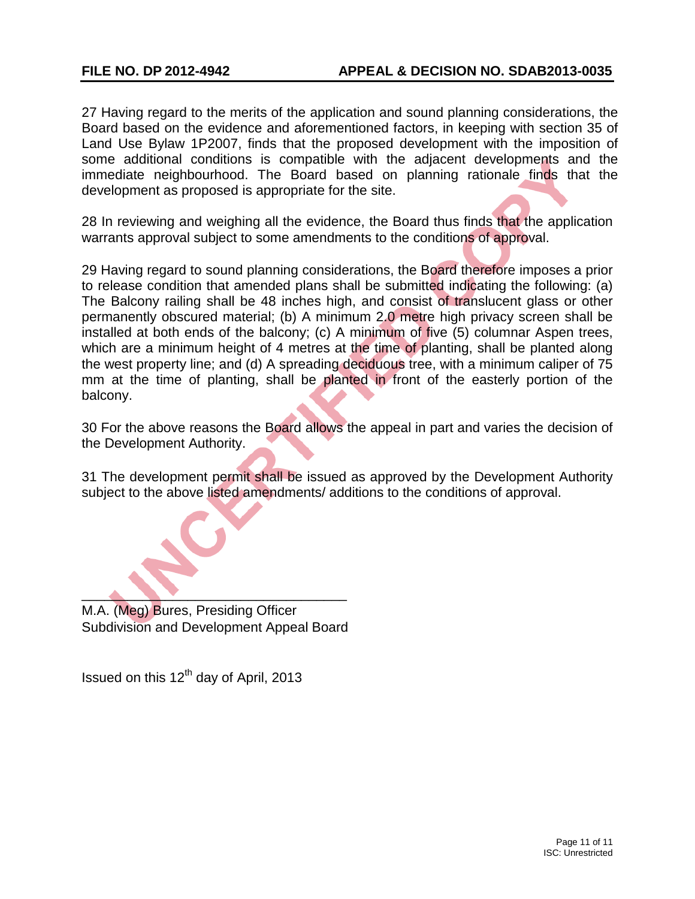27 Having regard to the merits of the application and sound planning considerations, the Board based on the evidence and aforementioned factors, in keeping with section 35 of Land Use Bylaw 1P2007, finds that the proposed development with the imposition of some additional conditions is compatible with the adjacent developments and the immediate neighbourhood. The Board based on planning rationale finds that the development as proposed is appropriate for the site.

28 In reviewing and weighing all the evidence, the Board thus finds that the application warrants approval subject to some amendments to the conditions of approval.

29 Having regard to sound planning considerations, the Board therefore imposes a prior to release condition that amended plans shall be submitted indicating the following: (a) The Balcony railing shall be 48 inches high, and consist of translucent glass or other permanently obscured material; (b) A minimum 2.0 metre high privacy screen shall be installed at both ends of the balcony; (c) A minimum of five (5) columnar Aspen trees, which are a minimum height of 4 metres at the time of planting, shall be planted along the west property line; and (d) A spreading deciduous tree, with a minimum caliper of 75 mm at the time of planting, shall be planted in front of the easterly portion of the balcony.

30 For the above reasons the Board allows the appeal in part and varies the decision of the Development Authority.

31 The development permit shall be issued as approved by the Development Authority subject to the above listed amendments/ additions to the conditions of approval.

UNCERTIFIED COPY

\_\_\_\_\_\_\_\_\_\_\_\_\_\_\_\_\_\_\_\_\_\_\_\_\_\_\_\_\_\_\_\_\_\_

M.A. (Meg) Bures, Presiding Officer
Subdivision and Development Appeal Board

Issued on this 12th day of April, 2013